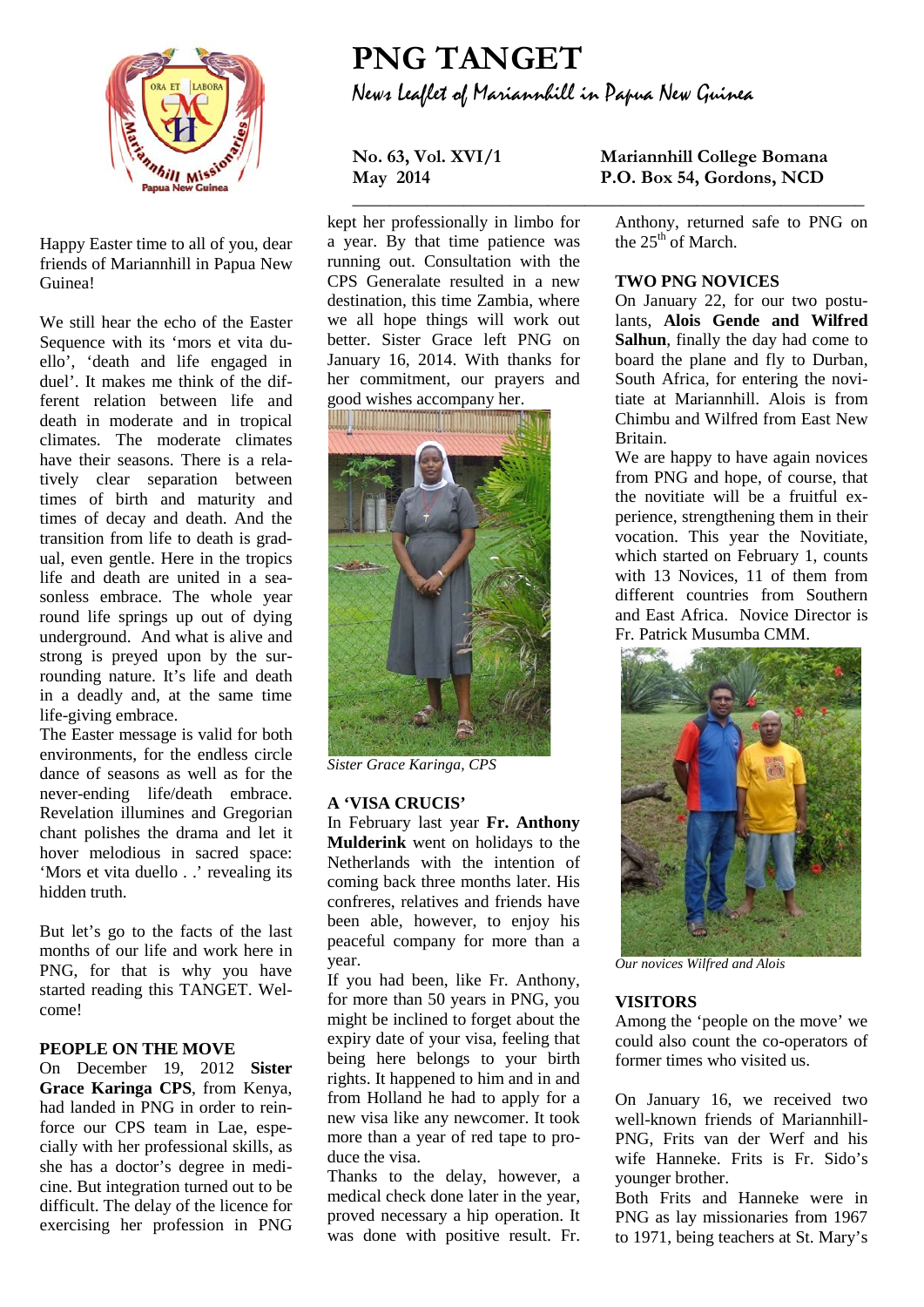# PNG TANGET

News Leaflet of Mariannhill in Papua New Guinea

**No. 63, Vol. XVI/1**
**May 2014**

**Mariannhill College Bomana**
**P.O. Box 54, Gordons, NCD**

Happy Easter time to all of you, dear friends of Mariannhill in Papua New Guinea!

We still hear the echo of the Easter Sequence with its 'mors et vita duello', 'death and life engaged in duel'. It makes me think of the different relation between life and death in moderate and in tropical climates. The moderate climates have their seasons. There is a relatively clear separation between times of birth and maturity and times of decay and death. And the transition from life to death is gradual, even gentle. Here in the tropics life and death are united in a seasonless embrace. The whole year round life springs up out of dying underground. And what is alive and strong is preyed upon by the surrounding nature. It's life and death in a deadly and, at the same time life-giving embrace.

The Easter message is valid for both environments, for the endless circle dance of seasons as well as for the never-ending life/death embrace. Revelation illumines and Gregorian chant polishes the drama and let it hover melodious in sacred space: 'Mors et vita duello . .' revealing its hidden truth.

But let's go to the facts of the last months of our life and work here in PNG, for that is why you have started reading this TANGET. Welcome!

## PEOPLE ON THE MOVE

On December 19, 2012 **Sister Grace Karinga CPS**, from Kenya, had landed in PNG in order to reinforce our CPS team in Lae, especially with her professional skills, as she has a doctor's degree in medicine. But integration turned out to be difficult. The delay of the licence for exercising her profession in PNG kept her professionally in limbo for a year. By that time patience was running out. Consultation with the CPS Generalate resulted in a new destination, this time Zambia, where we all hope things will work out better. Sister Grace left PNG on January 16, 2014. With thanks for her commitment, our prayers and good wishes accompany her.

*Sister Grace Karinga, CPS*

## A 'VISA CRUCIS'

In February last year **Fr. Anthony Mulderink** went on holidays to the Netherlands with the intention of coming back three months later. His confreres, relatives and friends have been able, however, to enjoy his peaceful company for more than a year.

If you had been, like Fr. Anthony, for more than 50 years in PNG, you might be inclined to forget about the expiry date of your visa, feeling that being here belongs to your birth rights. It happened to him and in and from Holland he had to apply for a new visa like any newcomer. It took more than a year of red tape to produce the visa.

Thanks to the delay, however, a medical check done later in the year, proved necessary a hip operation. It was done with positive result. Fr. Anthony, returned safe to PNG on the 25th of March.

## TWO PNG NOVICES

On January 22, for our two postulants, **Alois Gende and Wilfred Salhun**, finally the day had come to board the plane and fly to Durban, South Africa, for entering the novitiate at Mariannhill. Alois is from Chimbu and Wilfred from East New Britain.

We are happy to have again novices from PNG and hope, of course, that the novitiate will be a fruitful experience, strengthening them in their vocation. This year the Novitiate, which started on February 1, counts with 13 Novices, 11 of them from different countries from Southern and East Africa. Novice Director is Fr. Patrick Musumba CMM.

*Our novices Wilfred and Alois*

## VISITORS

Among the 'people on the move' we could also count the co-operators of former times who visited us.

On January 16, we received two well-known friends of Mariannhill-PNG, Frits van der Werf and his wife Hanneke. Frits is Fr. Sido's younger brother.

Both Frits and Hanneke were in PNG as lay missionaries from 1967 to 1971, being teachers at St. Mary's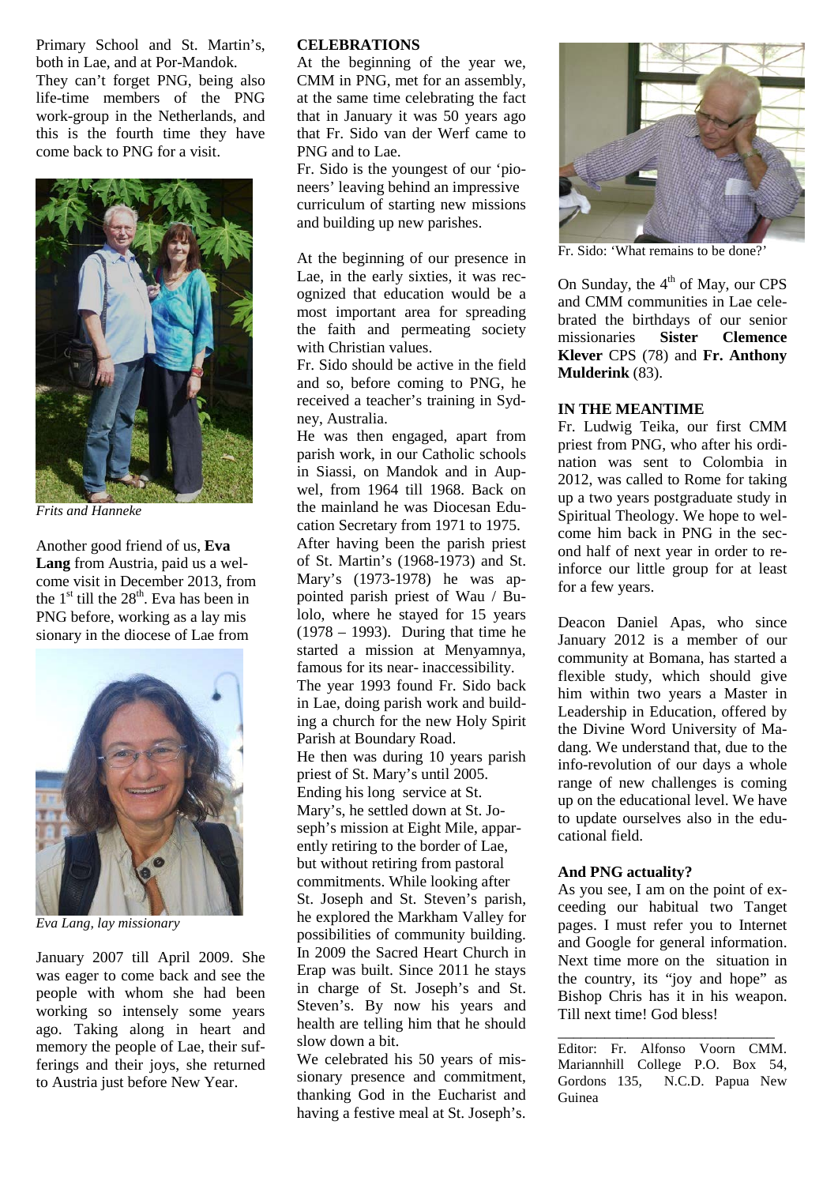Primary School and St. Martin's, both in Lae, and at Por-Mandok. They can't forget PNG, being also life-time members of the PNG work-group in the Netherlands, and this is the fourth time they have come back to PNG for a visit.

*Frits and Hanneke*

Another good friend of us, **Eva Lang** from Austria, paid us a welcome visit in December 2013, from the 1st till the 28th. Eva has been in PNG before, working as a lay missionary in the diocese of Lae from January 2007 till April 2009. She was eager to come back and see the people with whom she had been working so intensely some years ago. Taking along in heart and memory the people of Lae, their sufferings and their joys, she returned to Austria just before New Year.

*Eva Lang, lay missionary*

**CELEBRATIONS**

At the beginning of the year we, CMM in PNG, met for an assembly, at the same time celebrating the fact that in January it was 50 years ago that Fr. Sido van der Werf came to PNG and to Lae.

Fr. Sido is the youngest of our 'pioneers' leaving behind an impressive curriculum of starting new missions and building up new parishes.

At the beginning of our presence in Lae, in the early sixties, it was recognized that education would be a most important area for spreading the faith and permeating society with Christian values.

Fr. Sido should be active in the field and so, before coming to PNG, he received a teacher's training in Sydney, Australia.

He was then engaged, apart from parish work, in our Catholic schools in Siassi, on Mandok and in Aupwel, from 1964 till 1968. Back on the mainland he was Diocesan Education Secretary from 1971 to 1975.

After having been the parish priest of St. Martin's (1968-1973) and St. Mary's (1973-1978) he was appointed parish priest of Wau / Bulolo, where he stayed for 15 years (1978 – 1993). During that time he started a mission at Menyamnya, famous for its near- inaccessibility.

The year 1993 found Fr. Sido back in Lae, doing parish work and building a church for the new Holy Spirit Parish at Boundary Road.

He then was during 10 years parish priest of St. Mary's until 2005.

Ending his long service at St. Mary's, he settled down at St. Joseph's mission at Eight Mile, apparently retiring to the border of Lae, but without retiring from pastoral commitments. While looking after St. Joseph and St. Steven's parish, he explored the Markham Valley for possibilities of community building. In 2009 the Sacred Heart Church in Erap was built. Since 2011 he stays in charge of St. Joseph's and St. Steven's. By now his years and health are telling him that he should slow down a bit.

We celebrated his 50 years of missionary presence and commitment, thanking God in the Eucharist and having a festive meal at St. Joseph's.

Fr. Sido: 'What remains to be done?'

On Sunday, the 4th of May, our CPS and CMM communities in Lae celebrated the birthdays of our senior missionaries **Sister Clemence Klever** CPS (78) and **Fr. Anthony Mulderink** (83).

**IN THE MEANTIME**

Fr. Ludwig Teika, our first CMM priest from PNG, who after his ordination was sent to Colombia in 2012, was called to Rome for taking up a two years postgraduate study in Spiritual Theology. We hope to welcome him back in PNG in the second half of next year in order to reinforce our little group for at least for a few years.

Deacon Daniel Apas, who since January 2012 is a member of our community at Bomana, has started a flexible study, which should give him within two years a Master in Leadership in Education, offered by the Divine Word University of Madang. We understand that, due to the info-revolution of our days a whole range of new challenges is coming up on the educational level. We have to update ourselves also in the educational field.

**And PNG actuality?**

As you see, I am on the point of exceeding our habitual two Tanget pages. I must refer you to Internet and Google for general information. Next time more on the situation in the country, its "joy and hope" as Bishop Chris has it in his weapon. Till next time! God bless!

---

Editor: Fr. Alfonso Voorn CMM. Mariannhill College P.O. Box 54, Gordons 135, N.C.D. Papua New Guinea